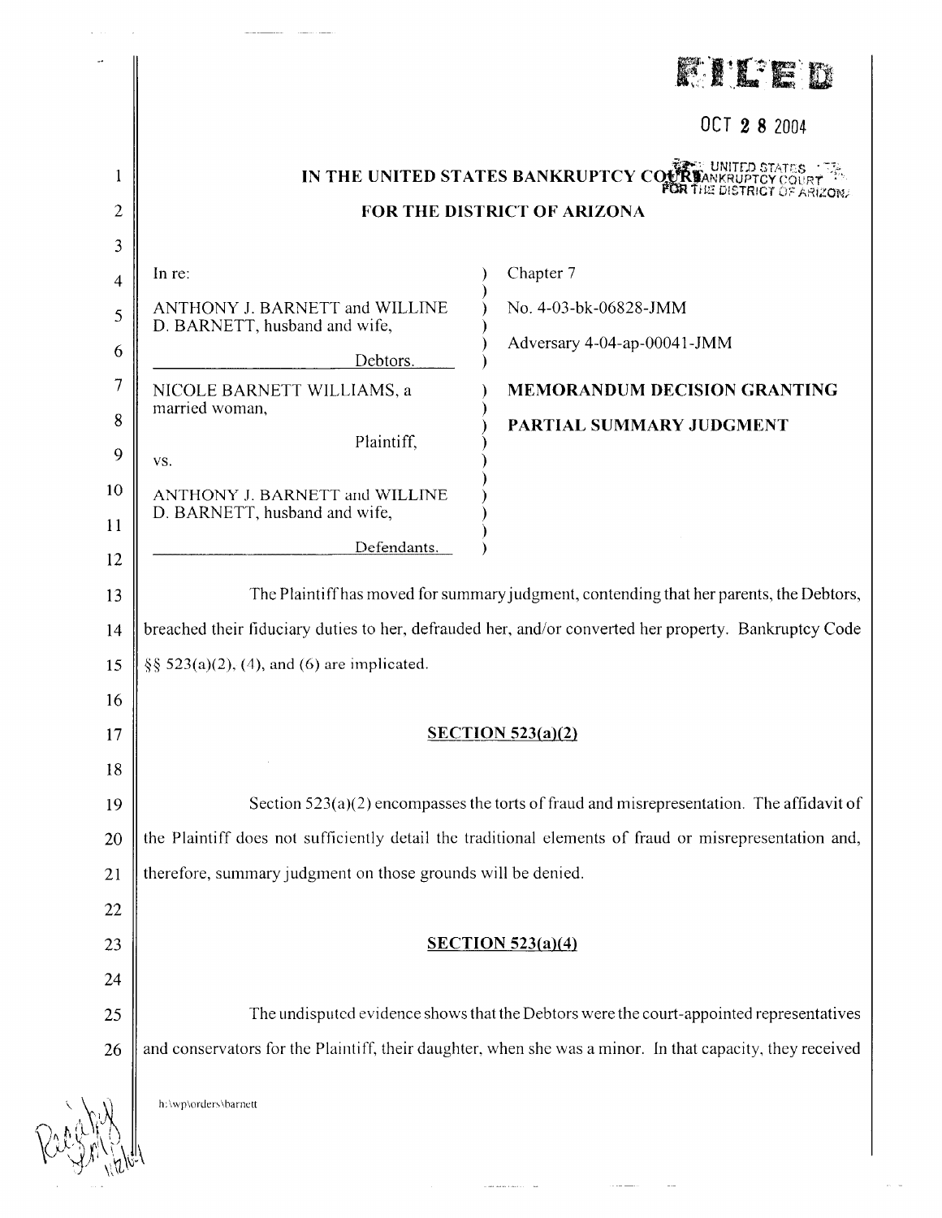FILED

OCT 2 8 2004

UNITED STATES BANKRUPTCY COURT FOR THE DISTRICT OF ARIZONA

# IN THE UNITED STATES BANKRUPTCY COURT

## FOR THE DISTRICT OF ARIZONA

| | |
|---|---|
| In re: | Chapter 7 |
| ANTHONY J. BARNETT and WILLINE D. BARNETT, husband and wife, | No. 4-03-bk-06828-JMM |
| Debtors. | Adversary 4-04-ap-00041-JMM |
| NICOLE BARNETT WILLIAMS, a married woman, | **MEMORANDUM DECISION GRANTING** |
| Plaintiff, | **PARTIAL SUMMARY JUDGMENT** |
| vs. | |
| ANTHONY J. BARNETT and WILLINE D. BARNETT, husband and wife, | |
| Defendants. | |

The Plaintiff has moved for summary judgment, contending that her parents, the Debtors, breached their fiduciary duties to her, defrauded her, and/or converted her property. Bankruptcy Code §§ 523(a)(2), (4), and (6) are implicated.

### SECTION 523(a)(2)

Section 523(a)(2) encompasses the torts of fraud and misrepresentation. The affidavit of the Plaintiff does not sufficiently detail the traditional elements of fraud or misrepresentation and, therefore, summary judgment on those grounds will be denied.

### SECTION 523(a)(4)

The undisputed evidence shows that the Debtors were the court-appointed representatives and conservators for the Plaintiff, their daughter, when she was a minor. In that capacity, they received

h:\wp\orders\barnett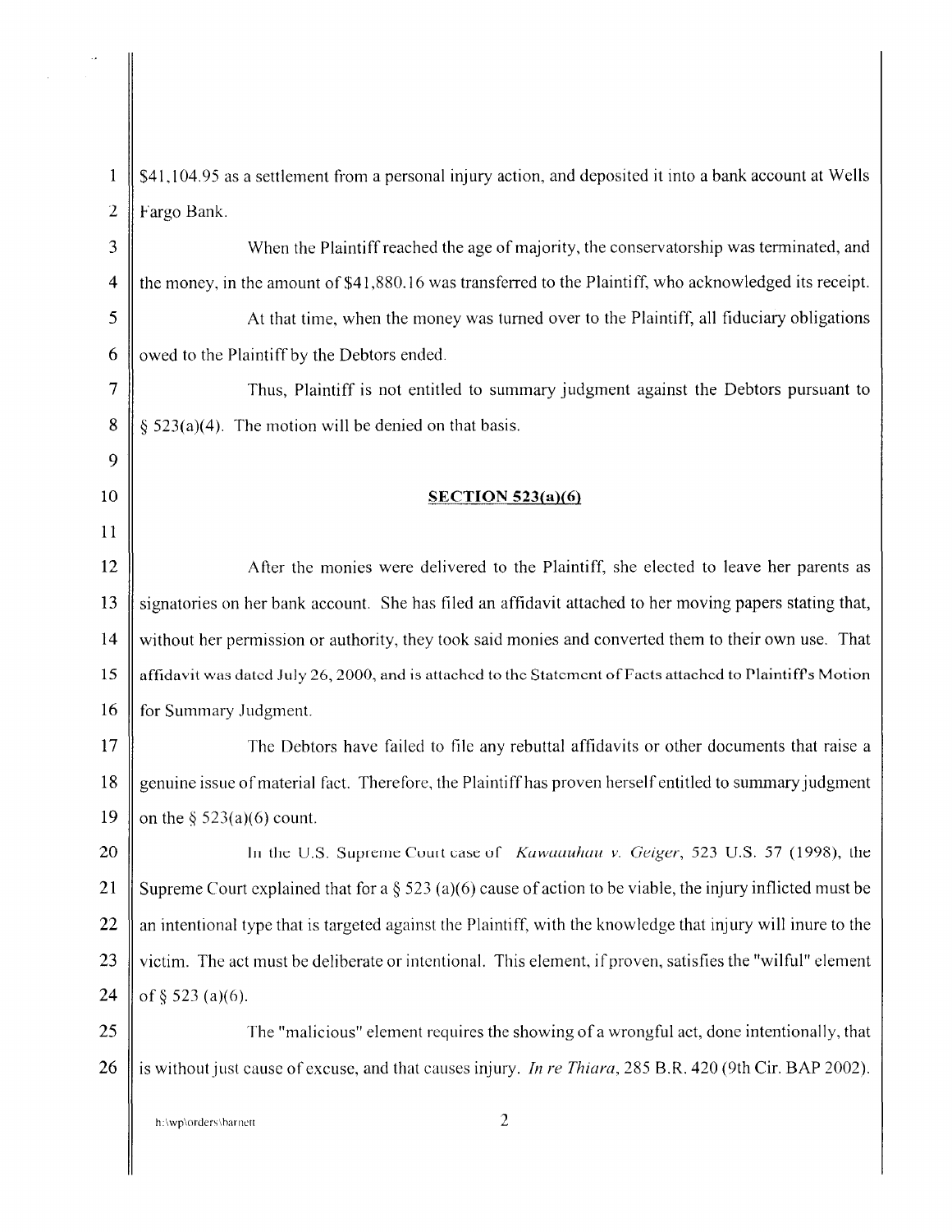$41,104.95 as a settlement from a personal injury action, and deposited it into a bank account at Wells Fargo Bank.

When the Plaintiff reached the age of majority, the conservatorship was terminated, and the money, in the amount of $41,880.16 was transferred to the Plaintiff, who acknowledged its receipt.

At that time, when the money was turned over to the Plaintiff, all fiduciary obligations owed to the Plaintiff by the Debtors ended.

Thus, Plaintiff is not entitled to summary judgment against the Debtors pursuant to § 523(a)(4). The motion will be denied on that basis.

## SECTION 523(a)(6)

After the monies were delivered to the Plaintiff, she elected to leave her parents as signatories on her bank account. She has filed an affidavit attached to her moving papers stating that, without her permission or authority, they took said monies and converted them to their own use. That affidavit was dated July 26, 2000, and is attached to the Statement of Facts attached to Plaintiff's Motion for Summary Judgment.

The Debtors have failed to file any rebuttal affidavits or other documents that raise a genuine issue of material fact. Therefore, the Plaintiff has proven herself entitled to summary judgment on the § 523(a)(6) count.

In the U.S. Supreme Court case of *Kawaauhau v. Geiger*, 523 U.S. 57 (1998), the Supreme Court explained that for a § 523 (a)(6) cause of action to be viable, the injury inflicted must be an intentional type that is targeted against the Plaintiff, with the knowledge that injury will inure to the victim. The act must be deliberate or intentional. This element, if proven, satisfies the "wilful" element of § 523 (a)(6).

The "malicious" element requires the showing of a wrongful act, done intentionally, that is without just cause of excuse, and that causes injury. *In re Thiara*, 285 B.R. 420 (9th Cir. BAP 2002).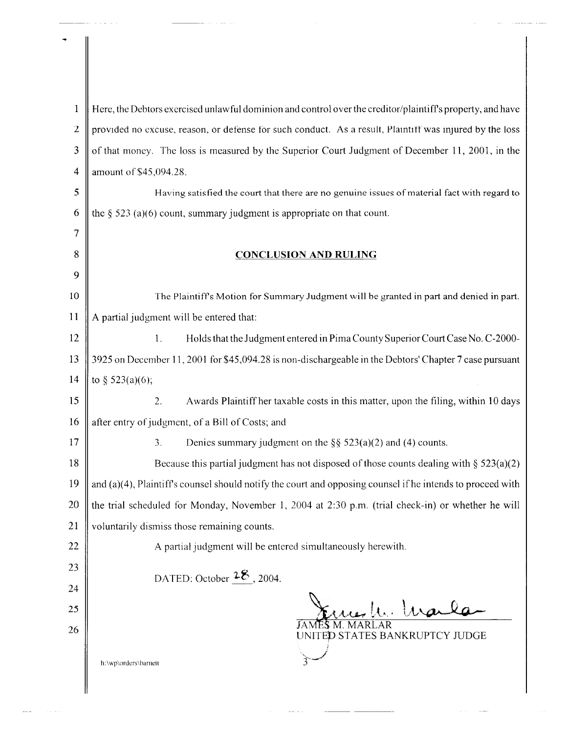Here, the Debtors exercised unlawful dominion and control over the creditor/plaintiff's property, and have provided no excuse, reason, or defense for such conduct. As a result, Plaintiff was injured by the loss of that money. The loss is measured by the Superior Court Judgment of December 11, 2001, in the amount of $45,094.28.

Having satisfied the court that there are no genuine issues of material fact with regard to the § 523 (a)(6) count, summary judgment is appropriate on that count.

## CONCLUSION AND RULING

The Plaintiff's Motion for Summary Judgment will be granted in part and denied in part. A partial judgment will be entered that:

1. Holds that the Judgment entered in Pima County Superior Court Case No. C-2000-3925 on December 11, 2001 for $45,094.28 is non-dischargeable in the Debtors' Chapter 7 case pursuant to § 523(a)(6);

2. Awards Plaintiff her taxable costs in this matter, upon the filing, within 10 days after entry of judgment, of a Bill of Costs; and

3. Denies summary judgment on the §§ 523(a)(2) and (4) counts.

Because this partial judgment has not disposed of those counts dealing with § 523(a)(2) and (a)(4), Plaintiff's counsel should notify the court and opposing counsel if he intends to proceed with the trial scheduled for Monday, November 1, 2004 at 2:30 p.m. (trial check-in) or whether he will voluntarily dismiss those remaining counts.

A partial judgment will be entered simultaneously herewith.

DATED: October 28, 2004.

JAMES M. MARLAR
UNITED STATES BANKRUPTCY JUDGE

h:\wp\orders\barnett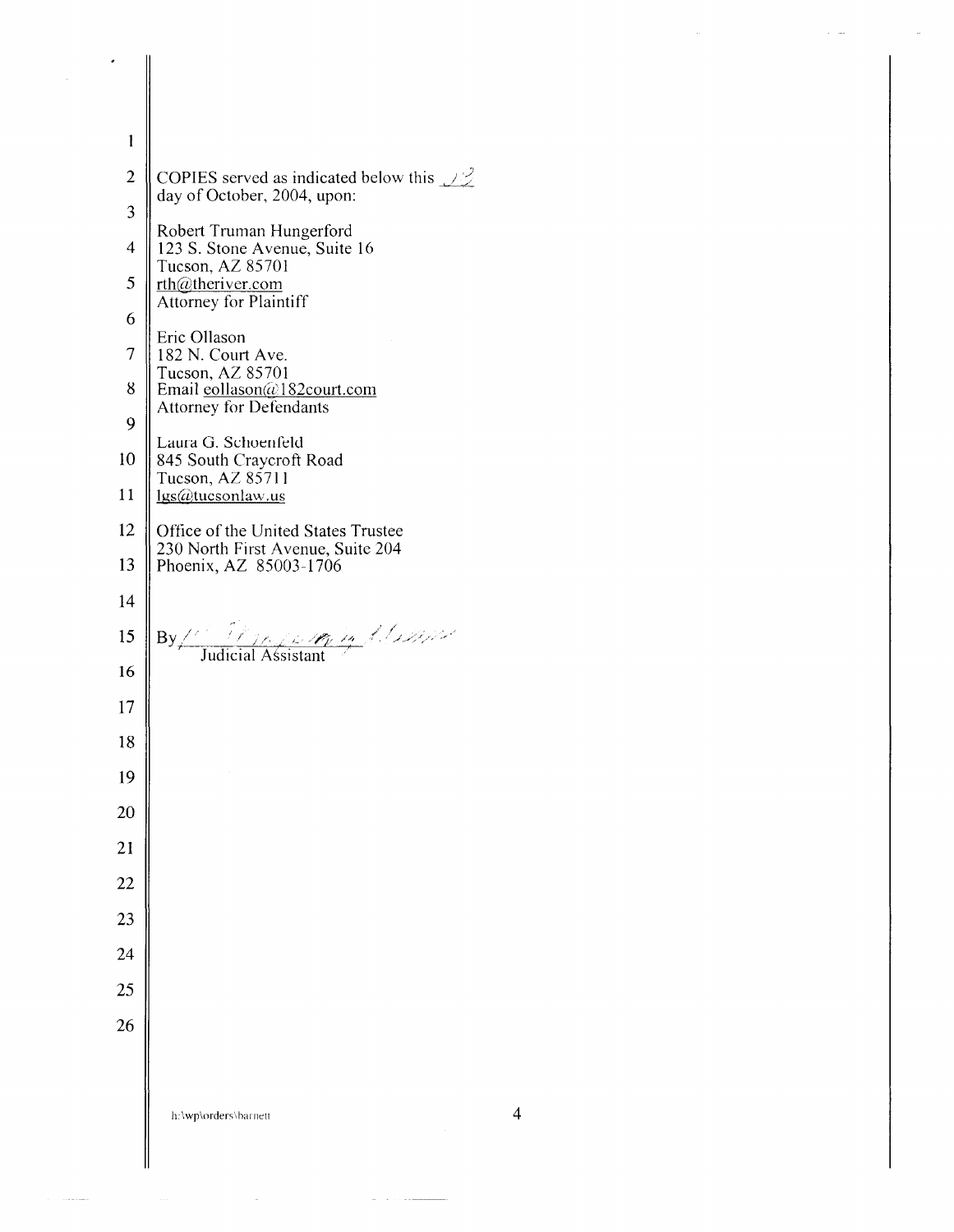COPIES served as indicated below this 12 day of October, 2004, upon:

Robert Truman Hungerford
123 S. Stone Avenue, Suite 16
Tucson, AZ 85701
rth@theriver.com
Attorney for Plaintiff

Eric Ollason
182 N. Court Ave.
Tucson, AZ 85701
Email eollason@182court.com
Attorney for Defendants

Laura G. Schoenfeld
845 South Craycroft Road
Tucson, AZ 85711
lgs@tucsonlaw.us

Office of the United States Trustee
230 North First Avenue, Suite 204
Phoenix, AZ 85003-1706

By ______________________
Judicial Assistant

h:\wp\orders\barnett